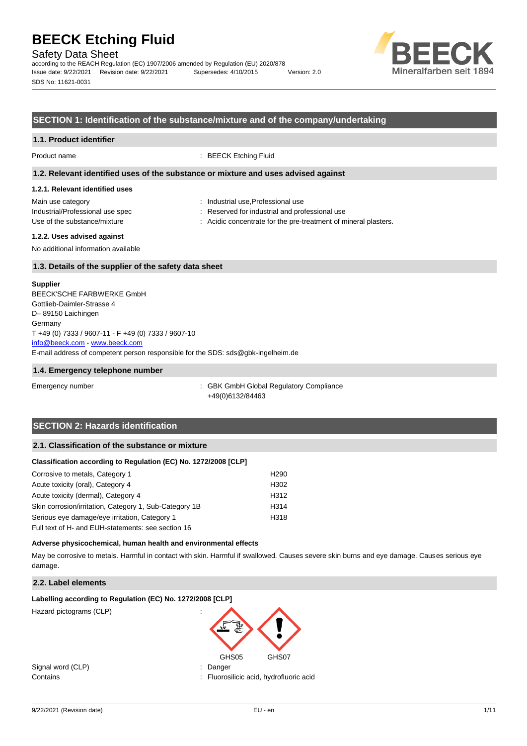# BEECK Etching Fluid

Safety Data Sheet

according to the REACH Regulation (EC) 1907/2006 amended by Regulation (EU) 2020/878

Issue date: 9/22/2021 Revision date: 9/22/2021 Supersedes: 4/10/2015 Version: 2.0

SDS No: 11621-0031

## SECTION 1: Identification of the substance/mixture and of the company/undertaking

### 1.1. Product identifier

Product name : BEECK Etching Fluid

### 1.2. Relevant identified uses of the substance or mixture and uses advised against

#### 1.2.1. Relevant identified uses

Main use category : Industrial use,Professional use

Industrial/Professional use spec : Reserved for industrial and professional use

Use of the substance/mixture : Acidic concentrate for the pre-treatment of mineral plasters.

#### 1.2.2. Uses advised against

No additional information available

### 1.3. Details of the supplier of the safety data sheet

**Supplier**

BEECK'SCHE FARBWERKE GmbH
Gottlieb-Daimler-Strasse 4
D– 89150 Laichingen
Germany
T +49 (0) 7333 / 9607-11 - F +49 (0) 7333 / 9607-10
info@beeck.com - www.beeck.com
E-mail address of competent person responsible for the SDS: sds@gbk-ingelheim.de

### 1.4. Emergency telephone number

Emergency number : GBK GmbH Global Regulatory Compliance
+49(0)6132/84463

## SECTION 2: Hazards identification

### 2.1. Classification of the substance or mixture

**Classification according to Regulation (EC) No. 1272/2008 [CLP]**

| | |
|---|---|
| Corrosive to metals, Category 1 | H290 |
| Acute toxicity (oral), Category 4 | H302 |
| Acute toxicity (dermal), Category 4 | H312 |
| Skin corrosion/irritation, Category 1, Sub-Category 1B | H314 |
| Serious eye damage/eye irritation, Category 1 | H318 |

Full text of H- and EUH-statements: see section 16

**Adverse physicochemical, human health and environmental effects**

May be corrosive to metals. Harmful in contact with skin. Harmful if swallowed. Causes severe skin burns and eye damage. Causes serious eye damage.

### 2.2. Label elements

**Labelling according to Regulation (EC) No. 1272/2008 [CLP]**

Hazard pictograms (CLP) :

GHS05 GHS07

Signal word (CLP) : Danger

Contains : Fluorosilicic acid, hydrofluoric acid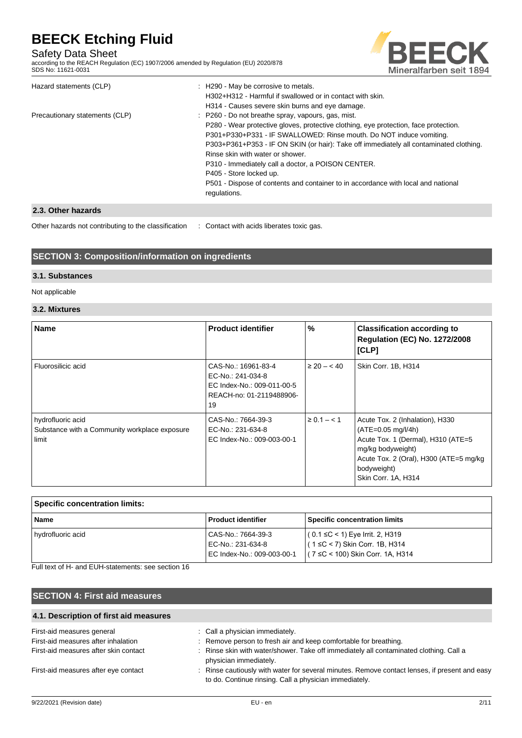| | |
|---|---|
| Hazard statements (CLP) | : H290 - May be corrosive to metals.<br>H302+H312 - Harmful if swallowed or in contact with skin.<br>H314 - Causes severe skin burns and eye damage. |
| Precautionary statements (CLP) | : P260 - Do not breathe spray, vapours, gas, mist.<br>P280 - Wear protective gloves, protective clothing, eye protection, face protection.<br>P301+P330+P331 - IF SWALLOWED: Rinse mouth. Do NOT induce vomiting.<br>P303+P361+P353 - IF ON SKIN (or hair): Take off immediately all contaminated clothing. Rinse skin with water or shower.<br>P310 - Immediately call a doctor, a POISON CENTER.<br>P405 - Store locked up.<br>P501 - Dispose of contents and container to in accordance with local and national regulations. |

### 2.3. Other hazards

Other hazards not contributing to the classification : Contact with acids liberates toxic gas.

## SECTION 3: Composition/information on ingredients

### 3.1. Substances

Not applicable

### 3.2. Mixtures

| Name | Product identifier | % | Classification according to Regulation (EC) No. 1272/2008 [CLP] |
|---|---|---|---|
| Fluorosilicic acid | CAS-No.: 16961-83-4<br>EC-No.: 241-034-8<br>EC Index-No.: 009-011-00-5<br>REACH-no: 01-2119488906-19 | ≥ 20 – < 40 | Skin Corr. 1B, H314 |
| hydrofluoric acid<br>Substance with a Community workplace exposure limit | CAS-No.: 7664-39-3<br>EC-No.: 231-634-8<br>EC Index-No.: 009-003-00-1 | ≥ 0.1 – < 1 | Acute Tox. 2 (Inhalation), H330 (ATE=0.05 mg/l/4h)<br>Acute Tox. 1 (Dermal), H310 (ATE=5 mg/kg bodyweight)<br>Acute Tox. 2 (Oral), H300 (ATE=5 mg/kg bodyweight)<br>Skin Corr. 1A, H314 |

| Specific concentration limits: | | |
|---|---|---|
| **Name** | **Product identifier** | **Specific concentration limits** |
| hydrofluoric acid | CAS-No.: 7664-39-3<br>EC-No.: 231-634-8<br>EC Index-No.: 009-003-00-1 | ( 0.1 ≤C < 1) Eye Irrit. 2, H319<br>( 1 ≤C < 7) Skin Corr. 1B, H314<br>( 7 ≤C < 100) Skin Corr. 1A, H314 |

Full text of H- and EUH-statements: see section 16

## SECTION 4: First aid measures

### 4.1. Description of first aid measures

| | |
|---|---|
| First-aid measures general | : Call a physician immediately. |
| First-aid measures after inhalation | : Remove person to fresh air and keep comfortable for breathing. |
| First-aid measures after skin contact | : Rinse skin with water/shower. Take off immediately all contaminated clothing. Call a physician immediately. |
| First-aid measures after eye contact | : Rinse cautiously with water for several minutes. Remove contact lenses, if present and easy to do. Continue rinsing. Call a physician immediately. |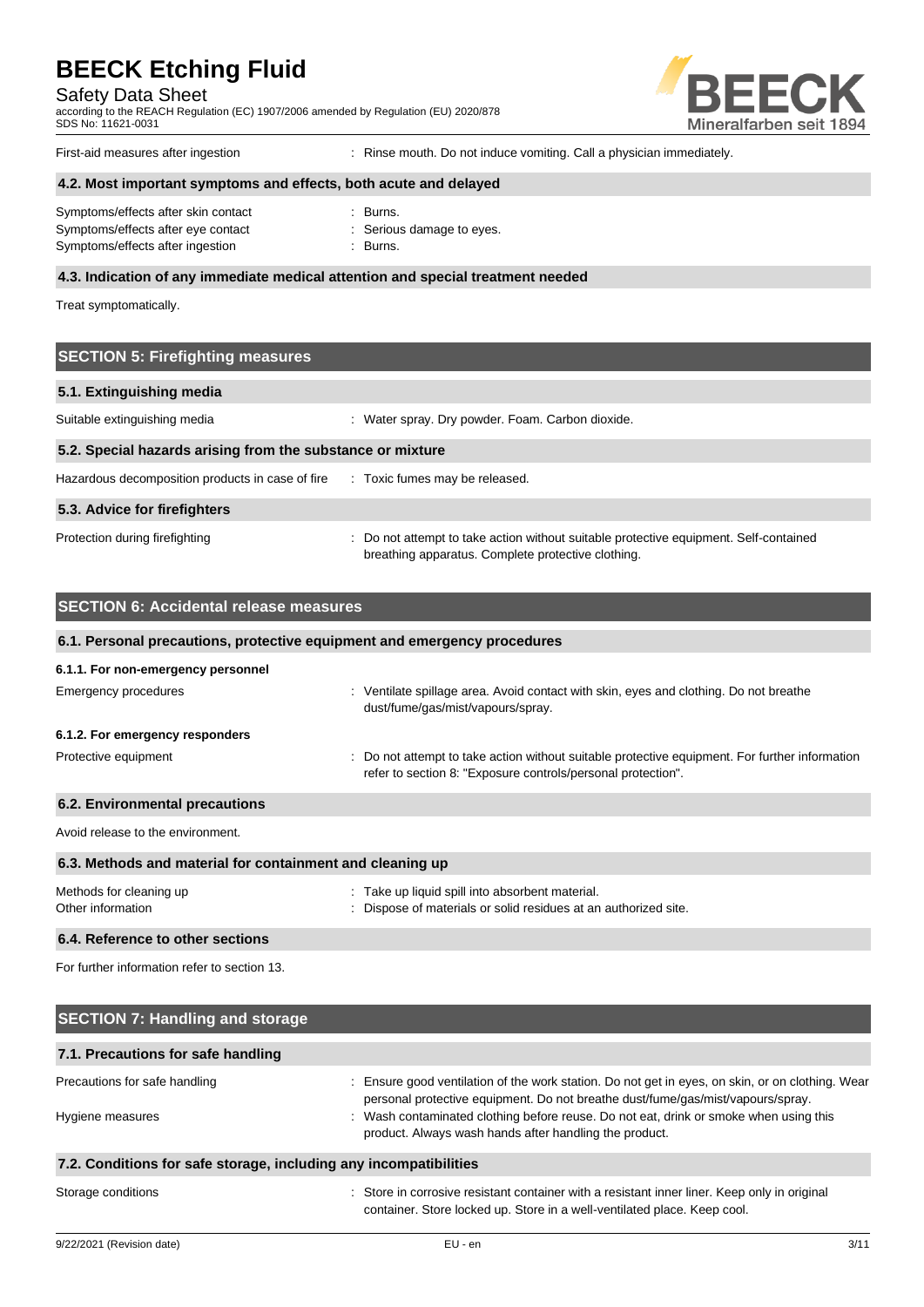First-aid measures after ingestion : Rinse mouth. Do not induce vomiting. Call a physician immediately.

### 4.2. Most important symptoms and effects, both acute and delayed

Symptoms/effects after skin contact : Burns.
Symptoms/effects after eye contact : Serious damage to eyes.
Symptoms/effects after ingestion : Burns.

### 4.3. Indication of any immediate medical attention and special treatment needed

Treat symptomatically.

## SECTION 5: Firefighting measures

### 5.1. Extinguishing media

Suitable extinguishing media : Water spray. Dry powder. Foam. Carbon dioxide.

### 5.2. Special hazards arising from the substance or mixture

Hazardous decomposition products in case of fire : Toxic fumes may be released.

### 5.3. Advice for firefighters

Protection during firefighting : Do not attempt to take action without suitable protective equipment. Self-contained breathing apparatus. Complete protective clothing.

## SECTION 6: Accidental release measures

### 6.1. Personal precautions, protective equipment and emergency procedures

**6.1.1. For non-emergency personnel**

Emergency procedures : Ventilate spillage area. Avoid contact with skin, eyes and clothing. Do not breathe dust/fume/gas/mist/vapours/spray.

**6.1.2. For emergency responders**

Protective equipment : Do not attempt to take action without suitable protective equipment. For further information refer to section 8: "Exposure controls/personal protection".

### 6.2. Environmental precautions

Avoid release to the environment.

### 6.3. Methods and material for containment and cleaning up

Methods for cleaning up : Take up liquid spill into absorbent material.
Other information : Dispose of materials or solid residues at an authorized site.

### 6.4. Reference to other sections

For further information refer to section 13.

## SECTION 7: Handling and storage

### 7.1. Precautions for safe handling

Precautions for safe handling : Ensure good ventilation of the work station. Do not get in eyes, on skin, or on clothing. Wear personal protective equipment. Do not breathe dust/fume/gas/mist/vapours/spray.
Hygiene measures : Wash contaminated clothing before reuse. Do not eat, drink or smoke when using this product. Always wash hands after handling the product.

### 7.2. Conditions for safe storage, including any incompatibilities

Storage conditions : Store in corrosive resistant container with a resistant inner liner. Keep only in original container. Store locked up. Store in a well-ventilated place. Keep cool.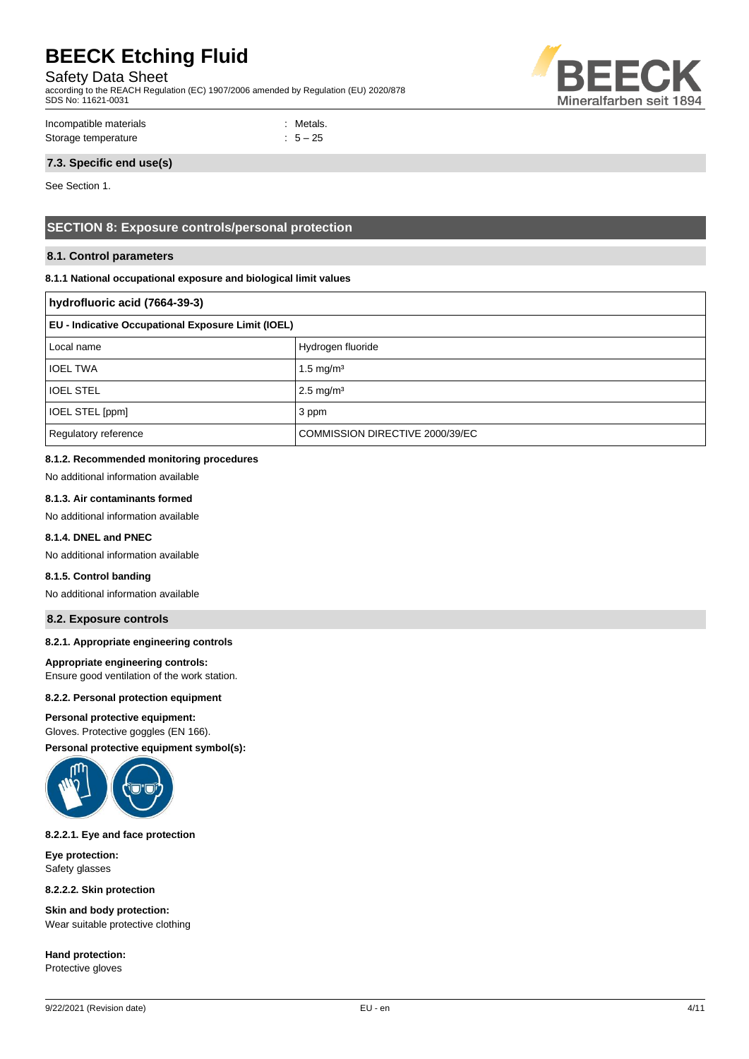Incompatible materials : Metals.
Storage temperature : 5 – 25

### 7.3. Specific end use(s)

See Section 1.

## SECTION 8: Exposure controls/personal protection

### 8.1. Control parameters

**8.1.1 National occupational exposure and biological limit values**

| hydrofluoric acid (7664-39-3) | |
|---|---|
| **EU - Indicative Occupational Exposure Limit (IOEL)** | |
| Local name | Hydrogen fluoride |
| IOEL TWA | 1.5 mg/m³ |
| IOEL STEL | 2.5 mg/m³ |
| IOEL STEL [ppm] | 3 ppm |
| Regulatory reference | COMMISSION DIRECTIVE 2000/39/EC |

**8.1.2. Recommended monitoring procedures**

No additional information available

**8.1.3. Air contaminants formed**

No additional information available

**8.1.4. DNEL and PNEC**

No additional information available

**8.1.5. Control banding**

No additional information available

### 8.2. Exposure controls

**8.2.1. Appropriate engineering controls**

**Appropriate engineering controls:**
Ensure good ventilation of the work station.

**8.2.2. Personal protection equipment**

**Personal protective equipment:**
Gloves. Protective goggles (EN 166).

**Personal protective equipment symbol(s):**

**8.2.2.1. Eye and face protection**

**Eye protection:**
Safety glasses

**8.2.2.2. Skin protection**

**Skin and body protection:**
Wear suitable protective clothing

**Hand protection:**
Protective gloves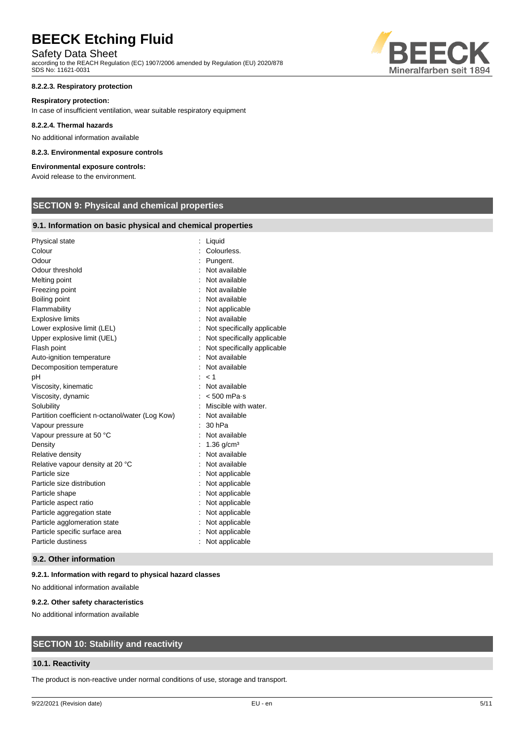#### 8.2.2.3. Respiratory protection

**Respiratory protection:**

In case of insufficient ventilation, wear suitable respiratory equipment

#### 8.2.2.4. Thermal hazards

No additional information available

#### 8.2.3. Environmental exposure controls

**Environmental exposure controls:**

Avoid release to the environment.

## SECTION 9: Physical and chemical properties

### 9.1. Information on basic physical and chemical properties

| Property | Value |
|---|---|
| Physical state | : Liquid |
| Colour | : Colourless. |
| Odour | : Pungent. |
| Odour threshold | : Not available |
| Melting point | : Not available |
| Freezing point | : Not available |
| Boiling point | : Not available |
| Flammability | : Not applicable |
| Explosive limits | : Not available |
| Lower explosive limit (LEL) | : Not specifically applicable |
| Upper explosive limit (UEL) | : Not specifically applicable |
| Flash point | : Not specifically applicable |
| Auto-ignition temperature | : Not available |
| Decomposition temperature | : Not available |
| pH | : < 1 |
| Viscosity, kinematic | : Not available |
| Viscosity, dynamic | : < 500 mPa·s |
| Solubility | : Miscible with water. |
| Partition coefficient n-octanol/water (Log Kow) | : Not available |
| Vapour pressure | : 30 hPa |
| Vapour pressure at 50 °C | : Not available |
| Density | : 1.36 g/cm³ |
| Relative density | : Not available |
| Relative vapour density at 20 °C | : Not available |
| Particle size | : Not applicable |
| Particle size distribution | : Not applicable |
| Particle shape | : Not applicable |
| Particle aspect ratio | : Not applicable |
| Particle aggregation state | : Not applicable |
| Particle agglomeration state | : Not applicable |
| Particle specific surface area | : Not applicable |
| Particle dustiness | : Not applicable |

### 9.2. Other information

#### 9.2.1. Information with regard to physical hazard classes

No additional information available

#### 9.2.2. Other safety characteristics

No additional information available

## SECTION 10: Stability and reactivity

### 10.1. Reactivity

The product is non-reactive under normal conditions of use, storage and transport.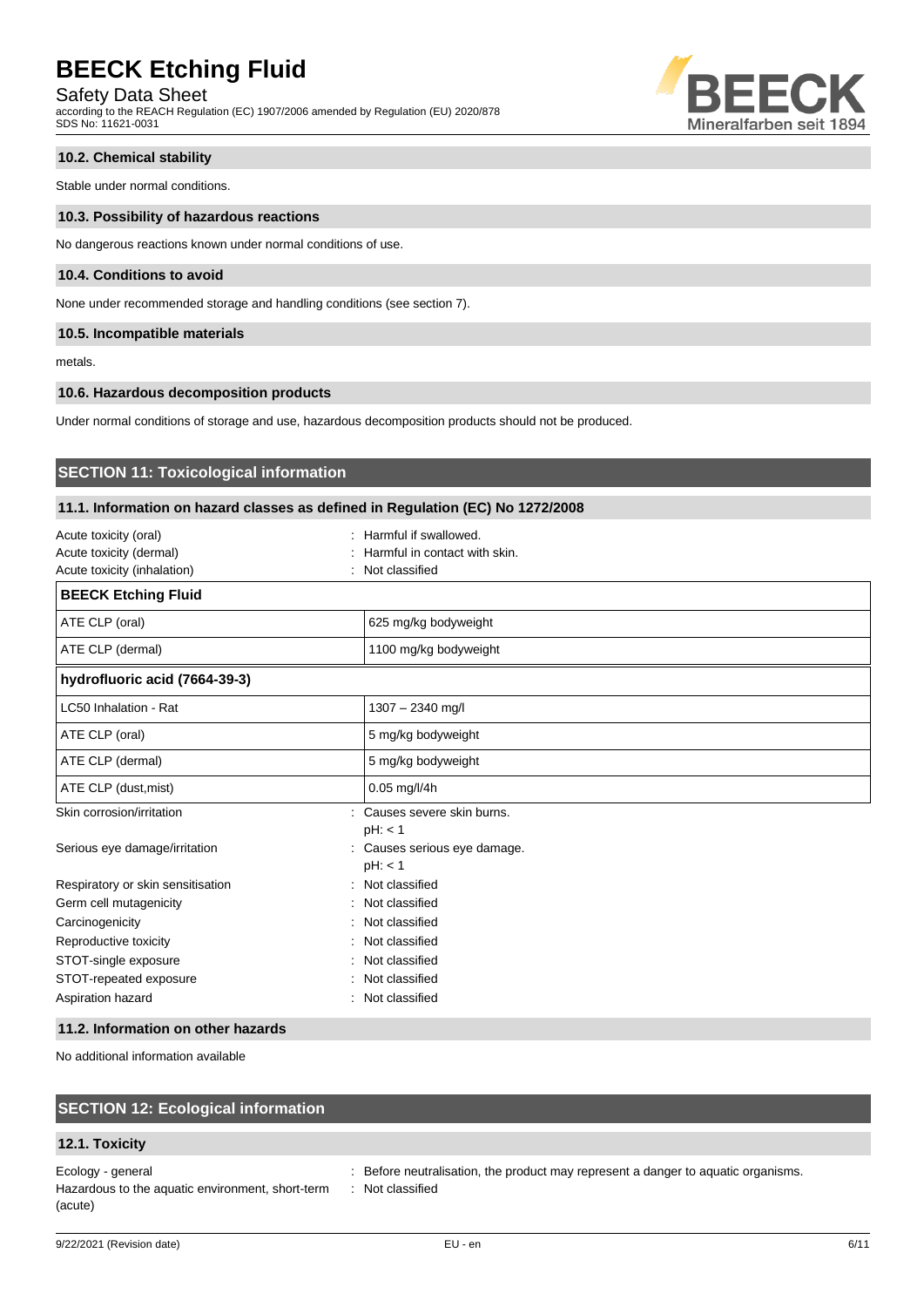### 10.2. Chemical stability

Stable under normal conditions.

### 10.3. Possibility of hazardous reactions

No dangerous reactions known under normal conditions of use.

### 10.4. Conditions to avoid

None under recommended storage and handling conditions (see section 7).

### 10.5. Incompatible materials

metals.

### 10.6. Hazardous decomposition products

Under normal conditions of storage and use, hazardous decomposition products should not be produced.

## SECTION 11: Toxicological information

### 11.1. Information on hazard classes as defined in Regulation (EC) No 1272/2008

Acute toxicity (oral) : Harmful if swallowed.
Acute toxicity (dermal) : Harmful in contact with skin.
Acute toxicity (inhalation) : Not classified

| BEECK Etching Fluid | |
|---|---|
| ATE CLP (oral) | 625 mg/kg bodyweight |
| ATE CLP (dermal) | 1100 mg/kg bodyweight |

| hydrofluoric acid (7664-39-3) | |
|---|---|
| LC50 Inhalation - Rat | 1307 – 2340 mg/l |
| ATE CLP (oral) | 5 mg/kg bodyweight |
| ATE CLP (dermal) | 5 mg/kg bodyweight |
| ATE CLP (dust,mist) | 0.05 mg/l/4h |

Skin corrosion/irritation : Causes severe skin burns.
pH: < 1

Serious eye damage/irritation : Causes serious eye damage.
pH: < 1

Respiratory or skin sensitisation : Not classified
Germ cell mutagenicity : Not classified
Carcinogenicity : Not classified
Reproductive toxicity : Not classified
STOT-single exposure : Not classified
STOT-repeated exposure : Not classified
Aspiration hazard : Not classified

### 11.2. Information on other hazards

No additional information available

## SECTION 12: Ecological information

### 12.1. Toxicity

Ecology - general : Before neutralisation, the product may represent a danger to aquatic organisms.
Hazardous to the aquatic environment, short-term (acute) : Not classified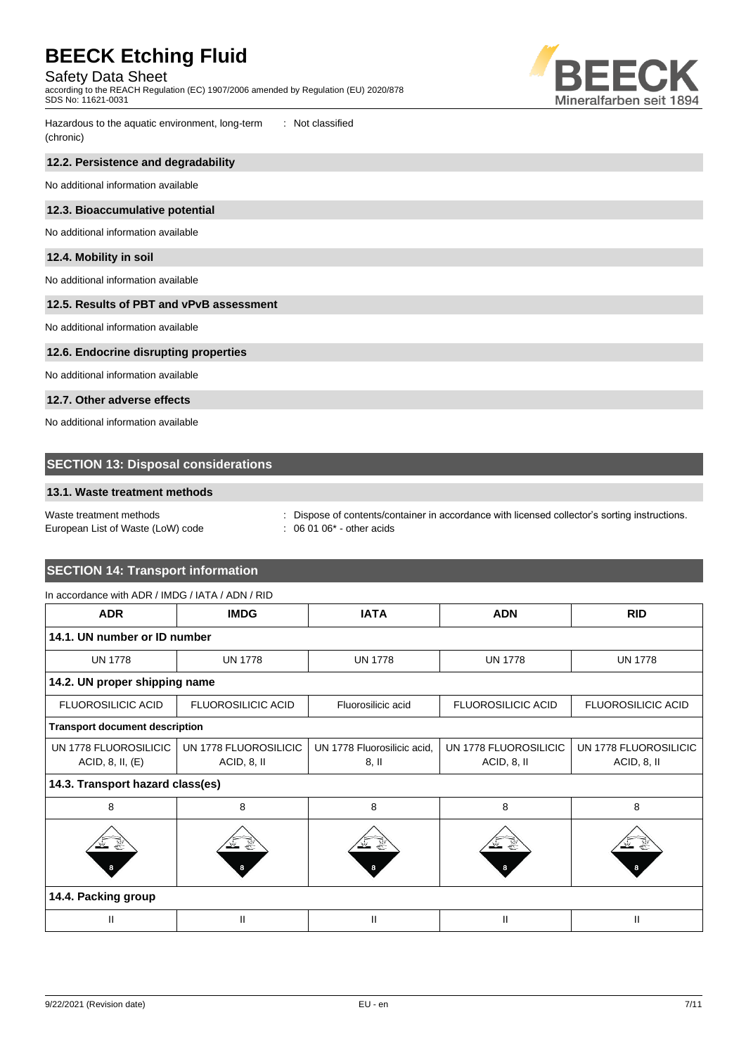Hazardous to the aquatic environment, long-term (chronic) : Not classified

### 12.2. Persistence and degradability

No additional information available

### 12.3. Bioaccumulative potential

No additional information available

### 12.4. Mobility in soil

No additional information available

### 12.5. Results of PBT and vPvB assessment

No additional information available

### 12.6. Endocrine disrupting properties

No additional information available

### 12.7. Other adverse effects

No additional information available

## SECTION 13: Disposal considerations

### 13.1. Waste treatment methods

Waste treatment methods : Dispose of contents/container in accordance with licensed collector's sorting instructions.
European List of Waste (LoW) code : 06 01 06* - other acids

## SECTION 14: Transport information

In accordance with ADR / IMDG / IATA / ADN / RID

| ADR | IMDG | IATA | ADN | RID |
|---|---|---|---|---|
| **14.1. UN number or ID number** | | | | |
| UN 1778 | UN 1778 | UN 1778 | UN 1778 | UN 1778 |
| **14.2. UN proper shipping name** | | | | |
| FLUOROSILICIC ACID | FLUOROSILICIC ACID | Fluorosilicic acid | FLUOROSILICIC ACID | FLUOROSILICIC ACID |
| **Transport document description** | | | | |
| UN 1778 FLUOROSILICIC ACID, 8, II, (E) | UN 1778 FLUOROSILICIC ACID, 8, II | UN 1778 Fluorosilicic acid, 8, II | UN 1778 FLUOROSILICIC ACID, 8, II | UN 1778 FLUOROSILICIC ACID, 8, II |
| **14.3. Transport hazard class(es)** | | | | |
| 8 | 8 | 8 | 8 | 8 |
| **14.4. Packing group** | | | | |
| II | II | II | II | II |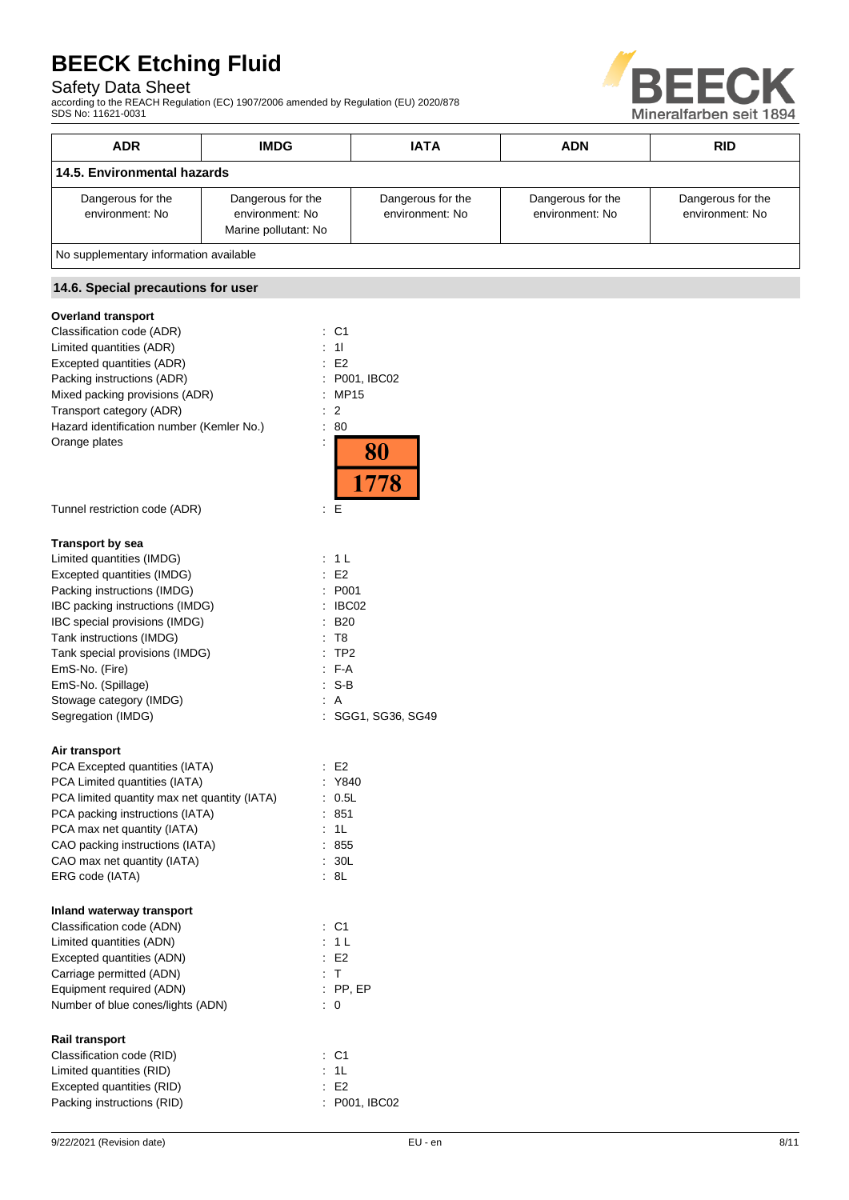| ADR | IMDG | IATA | ADN | RID |
|---|---|---|---|---|
| **14.5. Environmental hazards** | | | | |
| Dangerous for the environment: No | Dangerous for the environment: No<br>Marine pollutant: No | Dangerous for the environment: No | Dangerous for the environment: No | Dangerous for the environment: No |
| No supplementary information available | | | | |

## 14.6. Special precautions for user

**Overland transport**

Classification code (ADR) : C1
Limited quantities (ADR) : 1l
Excepted quantities (ADR) : E2
Packing instructions (ADR) : P001, IBC02
Mixed packing provisions (ADR) : MP15
Transport category (ADR) : 2
Hazard identification number (Kemler No.) : 80
Orange plates : 80 / 1778
Tunnel restriction code (ADR) : E

**Transport by sea**

Limited quantities (IMDG) : 1 L
Excepted quantities (IMDG) : E2
Packing instructions (IMDG) : P001
IBC packing instructions (IMDG) : IBC02
IBC special provisions (IMDG) : B20
Tank instructions (IMDG) : T8
Tank special provisions (IMDG) : TP2
EmS-No. (Fire) : F-A
EmS-No. (Spillage) : S-B
Stowage category (IMDG) : A
Segregation (IMDG) : SGG1, SG36, SG49

**Air transport**

PCA Excepted quantities (IATA) : E2
PCA Limited quantities (IATA) : Y840
PCA limited quantity max net quantity (IATA) : 0.5L
PCA packing instructions (IATA) : 851
PCA max net quantity (IATA) : 1L
CAO packing instructions (IATA) : 855
CAO max net quantity (IATA) : 30L
ERG code (IATA) : 8L

**Inland waterway transport**

Classification code (ADN) : C1
Limited quantities (ADN) : 1 L
Excepted quantities (ADN) : E2
Carriage permitted (ADN) : T
Equipment required (ADN) : PP, EP
Number of blue cones/lights (ADN) : 0

**Rail transport**

Classification code (RID) : C1
Limited quantities (RID) : 1L
Excepted quantities (RID) : E2
Packing instructions (RID) : P001, IBC02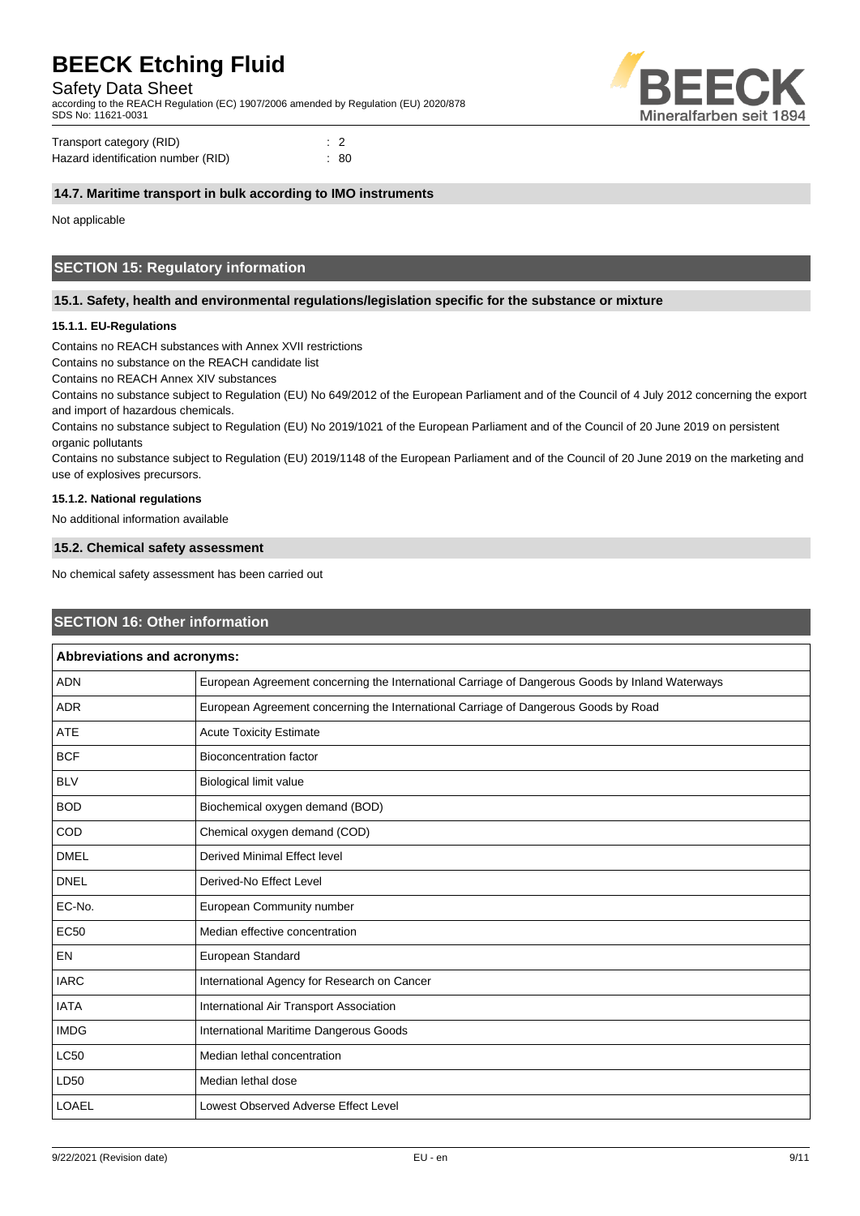| | |
|---|---|
| Transport category (RID) | : 2 |
| Hazard identification number (RID) | : 80 |

### 14.7. Maritime transport in bulk according to IMO instruments

Not applicable

## SECTION 15: Regulatory information

### 15.1. Safety, health and environmental regulations/legislation specific for the substance or mixture

#### 15.1.1. EU-Regulations

Contains no REACH substances with Annex XVII restrictions

Contains no substance on the REACH candidate list

Contains no REACH Annex XIV substances

Contains no substance subject to Regulation (EU) No 649/2012 of the European Parliament and of the Council of 4 July 2012 concerning the export and import of hazardous chemicals.

Contains no substance subject to Regulation (EU) No 2019/1021 of the European Parliament and of the Council of 20 June 2019 on persistent organic pollutants

Contains no substance subject to Regulation (EU) 2019/1148 of the European Parliament and of the Council of 20 June 2019 on the marketing and use of explosives precursors.

#### 15.1.2. National regulations

No additional information available

### 15.2. Chemical safety assessment

No chemical safety assessment has been carried out

## SECTION 16: Other information

| Abbreviations and acronyms: | |
|---|---|
| ADN | European Agreement concerning the International Carriage of Dangerous Goods by Inland Waterways |
| ADR | European Agreement concerning the International Carriage of Dangerous Goods by Road |
| ATE | Acute Toxicity Estimate |
| BCF | Bioconcentration factor |
| BLV | Biological limit value |
| BOD | Biochemical oxygen demand (BOD) |
| COD | Chemical oxygen demand (COD) |
| DMEL | Derived Minimal Effect level |
| DNEL | Derived-No Effect Level |
| EC-No. | European Community number |
| EC50 | Median effective concentration |
| EN | European Standard |
| IARC | International Agency for Research on Cancer |
| IATA | International Air Transport Association |
| IMDG | International Maritime Dangerous Goods |
| LC50 | Median lethal concentration |
| LD50 | Median lethal dose |
| LOAEL | Lowest Observed Adverse Effect Level |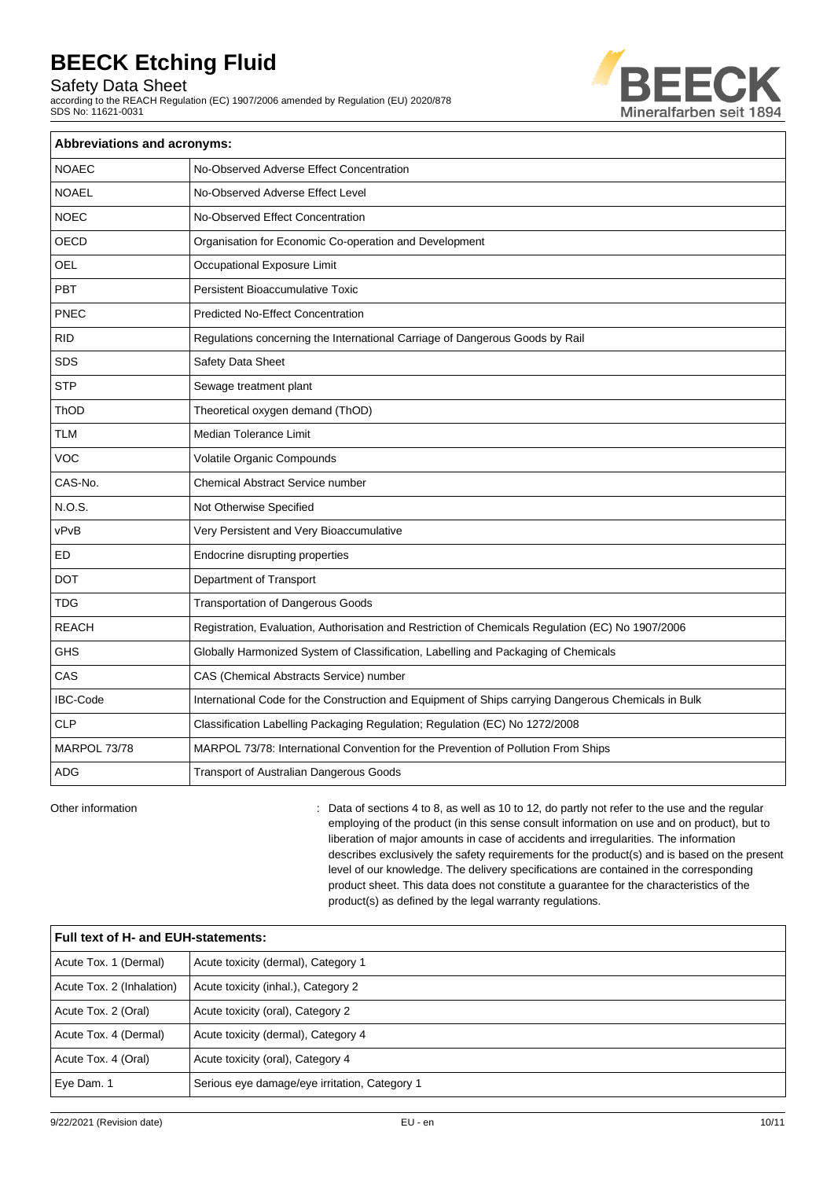| Abbreviations and acronyms: | |
|---|---|
| NOAEC | No-Observed Adverse Effect Concentration |
| NOAEL | No-Observed Adverse Effect Level |
| NOEC | No-Observed Effect Concentration |
| OECD | Organisation for Economic Co-operation and Development |
| OEL | Occupational Exposure Limit |
| PBT | Persistent Bioaccumulative Toxic |
| PNEC | Predicted No-Effect Concentration |
| RID | Regulations concerning the International Carriage of Dangerous Goods by Rail |
| SDS | Safety Data Sheet |
| STP | Sewage treatment plant |
| ThOD | Theoretical oxygen demand (ThOD) |
| TLM | Median Tolerance Limit |
| VOC | Volatile Organic Compounds |
| CAS-No. | Chemical Abstract Service number |
| N.O.S. | Not Otherwise Specified |
| vPvB | Very Persistent and Very Bioaccumulative |
| ED | Endocrine disrupting properties |
| DOT | Department of Transport |
| TDG | Transportation of Dangerous Goods |
| REACH | Registration, Evaluation, Authorisation and Restriction of Chemicals Regulation (EC) No 1907/2006 |
| GHS | Globally Harmonized System of Classification, Labelling and Packaging of Chemicals |
| CAS | CAS (Chemical Abstracts Service) number |
| IBC-Code | International Code for the Construction and Equipment of Ships carrying Dangerous Chemicals in Bulk |
| CLP | Classification Labelling Packaging Regulation; Regulation (EC) No 1272/2008 |
| MARPOL 73/78 | MARPOL 73/78: International Convention for the Prevention of Pollution From Ships |
| ADG | Transport of Australian Dangerous Goods |

Other information : Data of sections 4 to 8, as well as 10 to 12, do partly not refer to the use and the regular employing of the product (in this sense consult information on use and on product), but to liberation of major amounts in case of accidents and irregularities. The information describes exclusively the safety requirements for the product(s) and is based on the present level of our knowledge. The delivery specifications are contained in the corresponding product sheet. This data does not constitute a guarantee for the characteristics of the product(s) as defined by the legal warranty regulations.

| Full text of H- and EUH-statements: | |
|---|---|
| Acute Tox. 1 (Dermal) | Acute toxicity (dermal), Category 1 |
| Acute Tox. 2 (Inhalation) | Acute toxicity (inhal.), Category 2 |
| Acute Tox. 2 (Oral) | Acute toxicity (oral), Category 2 |
| Acute Tox. 4 (Dermal) | Acute toxicity (dermal), Category 4 |
| Acute Tox. 4 (Oral) | Acute toxicity (oral), Category 4 |
| Eye Dam. 1 | Serious eye damage/eye irritation, Category 1 |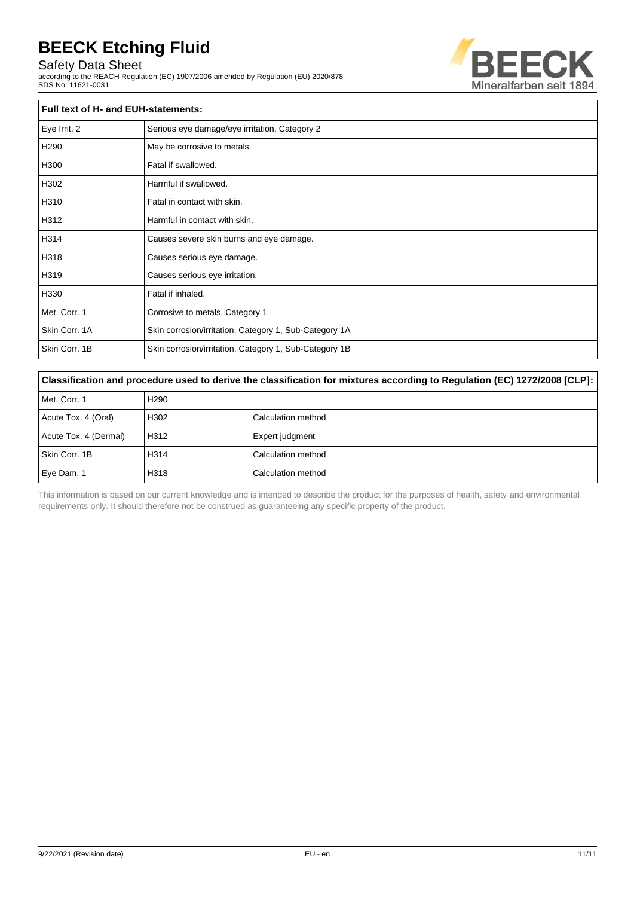| Full text of H- and EUH-statements: | |
|---|---|
| Eye Irrit. 2 | Serious eye damage/eye irritation, Category 2 |
| H290 | May be corrosive to metals. |
| H300 | Fatal if swallowed. |
| H302 | Harmful if swallowed. |
| H310 | Fatal in contact with skin. |
| H312 | Harmful in contact with skin. |
| H314 | Causes severe skin burns and eye damage. |
| H318 | Causes serious eye damage. |
| H319 | Causes serious eye irritation. |
| H330 | Fatal if inhaled. |
| Met. Corr. 1 | Corrosive to metals, Category 1 |
| Skin Corr. 1A | Skin corrosion/irritation, Category 1, Sub-Category 1A |
| Skin Corr. 1B | Skin corrosion/irritation, Category 1, Sub-Category 1B |

| Classification and procedure used to derive the classification for mixtures according to Regulation (EC) 1272/2008 [CLP]: | | |
|---|---|---|
| Met. Corr. 1 | H290 | |
| Acute Tox. 4 (Oral) | H302 | Calculation method |
| Acute Tox. 4 (Dermal) | H312 | Expert judgment |
| Skin Corr. 1B | H314 | Calculation method |
| Eye Dam. 1 | H318 | Calculation method |

This information is based on our current knowledge and is intended to describe the product for the purposes of health, safety and environmental requirements only. It should therefore not be construed as guaranteeing any specific property of the product.